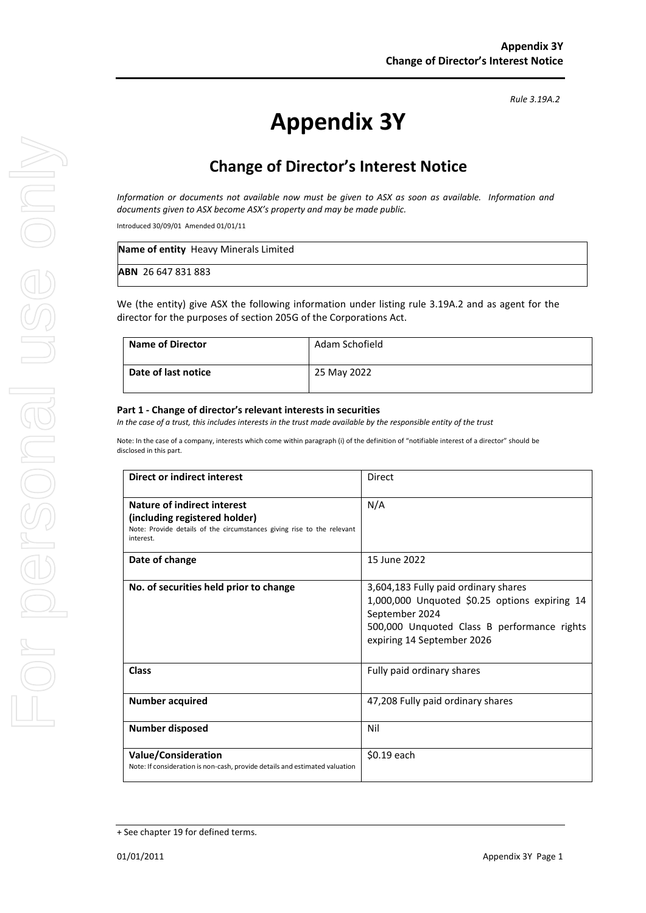*Rule 3.19A.2*

# Appendix 3Y

## Change of Director's Interest Notice

*Information or documents not available now must be given to ASX as soon as available. Information and documents given to ASX become ASX's property and may be made public.*

Introduced 30/09/01 Amended 01/01/11

| **Name of entity** Heavy Minerals Limited |
|---|
| **ABN** 26 647 831 883 |

We (the entity) give ASX the following information under listing rule 3.19A.2 and as agent for the director for the purposes of section 205G of the Corporations Act.

| **Name of Director** | Adam Schofield |
|---|---|
| **Date of last notice** | 25 May 2022 |

**Part 1 - Change of director's relevant interests in securities**

*In the case of a trust, this includes interests in the trust made available by the responsible entity of the trust*

Note: In the case of a company, interests which come within paragraph (i) of the definition of "notifiable interest of a director" should be disclosed in this part.

| **Direct or indirect interest** | Direct |
|---|---|
| **Nature of indirect interest (including registered holder)**<br>Note: Provide details of the circumstances giving rise to the relevant interest. | N/A |
| **Date of change** | 15 June 2022 |
| **No. of securities held prior to change** | 3,604,183 Fully paid ordinary shares<br>1,000,000 Unquoted $0.25 options expiring 14 September 2024<br>500,000 Unquoted Class B performance rights expiring 14 September 2026 |
| **Class** | Fully paid ordinary shares |
| **Number acquired** | 47,208 Fully paid ordinary shares |
| **Number disposed** | Nil |
| **Value/Consideration**<br>Note: If consideration is non-cash, provide details and estimated valuation | $0.19 each |

+ See chapter 19 for defined terms.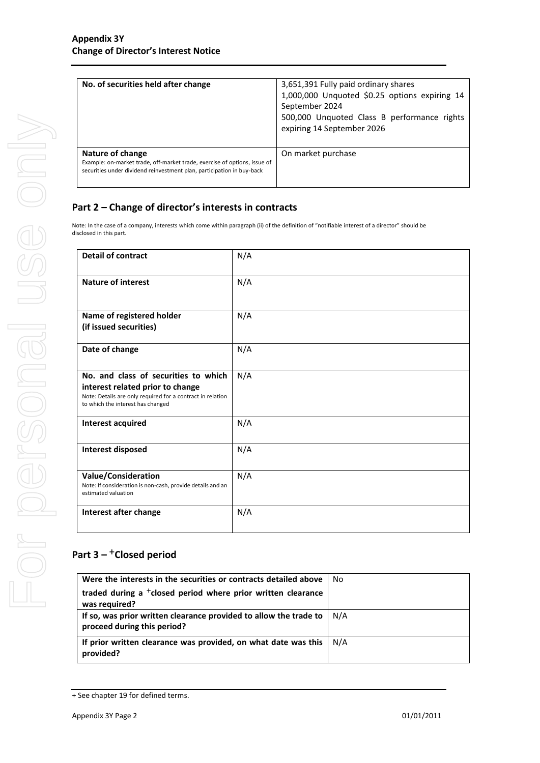## Appendix 3Y
## Change of Director's Interest Notice

| | |
|---|---|
| **No. of securities held after change** | 3,651,391 Fully paid ordinary shares<br>1,000,000 Unquoted $0.25 options expiring 14 September 2024<br>500,000 Unquoted Class B performance rights expiring 14 September 2026 |
| **Nature of change**<br>Example: on-market trade, off-market trade, exercise of options, issue of securities under dividend reinvestment plan, participation in buy-back | On market purchase |

## Part 2 – Change of director's interests in contracts

Note: In the case of a company, interests which come within paragraph (ii) of the definition of "notifiable interest of a director" should be disclosed in this part.

| | |
|---|---|
| **Detail of contract** | N/A |
| **Nature of interest** | N/A |
| **Name of registered holder (if issued securities)** | N/A |
| **Date of change** | N/A |
| **No. and class of securities to which interest related prior to change**<br>Note: Details are only required for a contract in relation to which the interest has changed | N/A |
| **Interest acquired** | N/A |
| **Interest disposed** | N/A |
| **Value/Consideration**<br>Note: If consideration is non-cash, provide details and an estimated valuation | N/A |
| **Interest after change** | N/A |

## Part 3 – +Closed period

| | |
|---|---|
| **Were the interests in the securities or contracts detailed above traded during a +closed period where prior written clearance was required?** | No |
| **If so, was prior written clearance provided to allow the trade to proceed during this period?** | N/A |
| **If prior written clearance was provided, on what date was this provided?** | N/A |

+ See chapter 19 for defined terms.